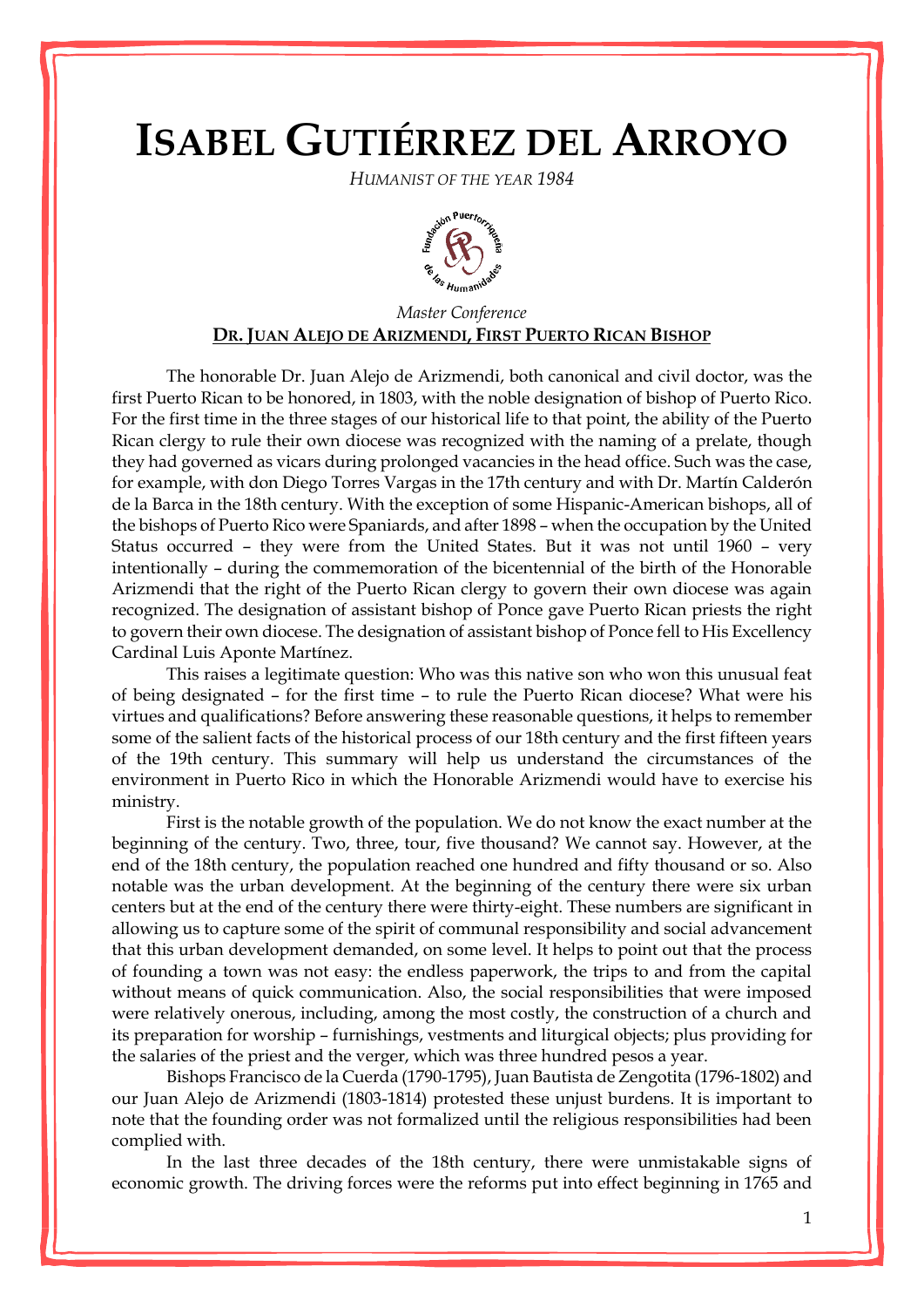# ISABEL GUTIÉRREZ DEL ARROYO

*HUMANIST OF THE YEAR 1984*

*Master Conference*

**DR. JUAN ALEJO DE ARIZMENDI, FIRST PUERTO RICAN BISHOP**

The honorable Dr. Juan Alejo de Arizmendi, both canonical and civil doctor, was the first Puerto Rican to be honored, in 1803, with the noble designation of bishop of Puerto Rico. For the first time in the three stages of our historical life to that point, the ability of the Puerto Rican clergy to rule their own diocese was recognized with the naming of a prelate, though they had governed as vicars during prolonged vacancies in the head office. Such was the case, for example, with don Diego Torres Vargas in the 17th century and with Dr. Martín Calderón de la Barca in the 18th century. With the exception of some Hispanic-American bishops, all of the bishops of Puerto Rico were Spaniards, and after 1898 – when the occupation by the United Status occurred – they were from the United States. But it was not until 1960 – very intentionally – during the commemoration of the bicentennial of the birth of the Honorable Arizmendi that the right of the Puerto Rican clergy to govern their own diocese was again recognized. The designation of assistant bishop of Ponce gave Puerto Rican priests the right to govern their own diocese. The designation of assistant bishop of Ponce fell to His Excellency Cardinal Luis Aponte Martínez.

This raises a legitimate question: Who was this native son who won this unusual feat of being designated – for the first time – to rule the Puerto Rican diocese? What were his virtues and qualifications? Before answering these reasonable questions, it helps to remember some of the salient facts of the historical process of our 18th century and the first fifteen years of the 19th century. This summary will help us understand the circumstances of the environment in Puerto Rico in which the Honorable Arizmendi would have to exercise his ministry.

First is the notable growth of the population. We do not know the exact number at the beginning of the century. Two, three, tour, five thousand? We cannot say. However, at the end of the 18th century, the population reached one hundred and fifty thousand or so. Also notable was the urban development. At the beginning of the century there were six urban centers but at the end of the century there were thirty-eight. These numbers are significant in allowing us to capture some of the spirit of communal responsibility and social advancement that this urban development demanded, on some level. It helps to point out that the process of founding a town was not easy: the endless paperwork, the trips to and from the capital without means of quick communication. Also, the social responsibilities that were imposed were relatively onerous, including, among the most costly, the construction of a church and its preparation for worship – furnishings, vestments and liturgical objects; plus providing for the salaries of the priest and the verger, which was three hundred pesos a year.

Bishops Francisco de la Cuerda (1790-1795), Juan Bautista de Zengotita (1796-1802) and our Juan Alejo de Arizmendi (1803-1814) protested these unjust burdens. It is important to note that the founding order was not formalized until the religious responsibilities had been complied with.

In the last three decades of the 18th century, there were unmistakable signs of economic growth. The driving forces were the reforms put into effect beginning in 1765 and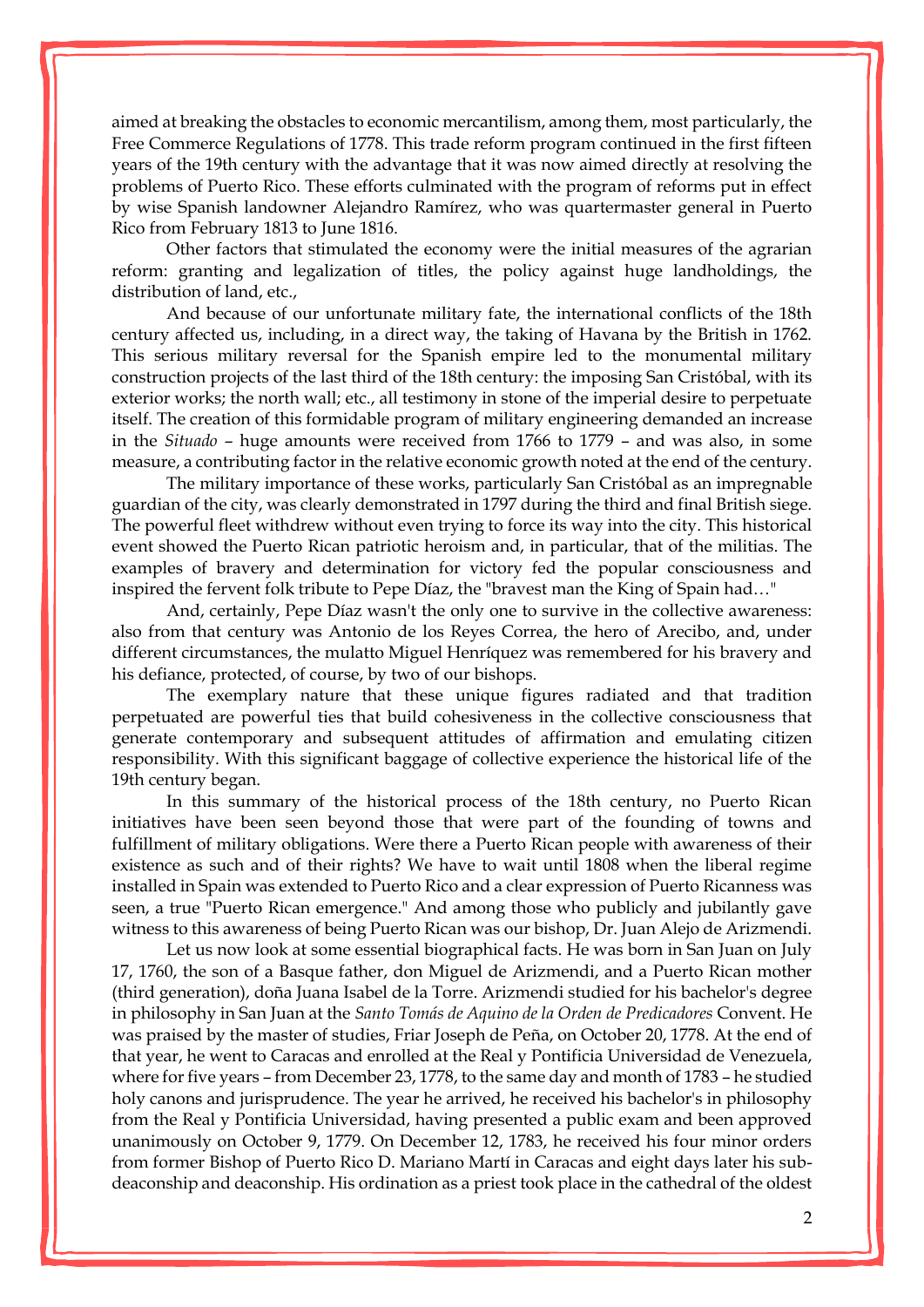aimed at breaking the obstacles to economic mercantilism, among them, most particularly, the Free Commerce Regulations of 1778. This trade reform program continued in the first fifteen years of the 19th century with the advantage that it was now aimed directly at resolving the problems of Puerto Rico. These efforts culminated with the program of reforms put in effect by wise Spanish landowner Alejandro Ramírez, who was quartermaster general in Puerto Rico from February 1813 to June 1816.

Other factors that stimulated the economy were the initial measures of the agrarian reform: granting and legalization of titles, the policy against huge landholdings, the distribution of land, etc.,

And because of our unfortunate military fate, the international conflicts of the 18th century affected us, including, in a direct way, the taking of Havana by the British in 1762. This serious military reversal for the Spanish empire led to the monumental military construction projects of the last third of the 18th century: the imposing San Cristóbal, with its exterior works; the north wall; etc., all testimony in stone of the imperial desire to perpetuate itself. The creation of this formidable program of military engineering demanded an increase in the *Situado* – huge amounts were received from 1766 to 1779 – and was also, in some measure, a contributing factor in the relative economic growth noted at the end of the century.

The military importance of these works, particularly San Cristóbal as an impregnable guardian of the city, was clearly demonstrated in 1797 during the third and final British siege. The powerful fleet withdrew without even trying to force its way into the city. This historical event showed the Puerto Rican patriotic heroism and, in particular, that of the militias. The examples of bravery and determination for victory fed the popular consciousness and inspired the fervent folk tribute to Pepe Díaz, the "bravest man the King of Spain had…"

And, certainly, Pepe Díaz wasn't the only one to survive in the collective awareness: also from that century was Antonio de los Reyes Correa, the hero of Arecibo, and, under different circumstances, the mulatto Miguel Henríquez was remembered for his bravery and his defiance, protected, of course, by two of our bishops.

The exemplary nature that these unique figures radiated and that tradition perpetuated are powerful ties that build cohesiveness in the collective consciousness that generate contemporary and subsequent attitudes of affirmation and emulating citizen responsibility. With this significant baggage of collective experience the historical life of the 19th century began.

In this summary of the historical process of the 18th century, no Puerto Rican initiatives have been seen beyond those that were part of the founding of towns and fulfillment of military obligations. Were there a Puerto Rican people with awareness of their existence as such and of their rights? We have to wait until 1808 when the liberal regime installed in Spain was extended to Puerto Rico and a clear expression of Puerto Ricanness was seen, a true "Puerto Rican emergence." And among those who publicly and jubilantly gave witness to this awareness of being Puerto Rican was our bishop, Dr. Juan Alejo de Arizmendi.

Let us now look at some essential biographical facts. He was born in San Juan on July 17, 1760, the son of a Basque father, don Miguel de Arizmendi, and a Puerto Rican mother (third generation), doña Juana Isabel de la Torre. Arizmendi studied for his bachelor's degree in philosophy in San Juan at the *Santo Tomás de Aquino de la Orden de Predicadores* Convent. He was praised by the master of studies, Friar Joseph de Peña, on October 20, 1778. At the end of that year, he went to Caracas and enrolled at the Real y Pontificia Universidad de Venezuela, where for five years – from December 23, 1778, to the same day and month of 1783 – he studied holy canons and jurisprudence. The year he arrived, he received his bachelor's in philosophy from the Real y Pontificia Universidad, having presented a public exam and been approved unanimously on October 9, 1779. On December 12, 1783, he received his four minor orders from former Bishop of Puerto Rico D. Mariano Martí in Caracas and eight days later his sub-deaconship and deaconship. His ordination as a priest took place in the cathedral of the oldest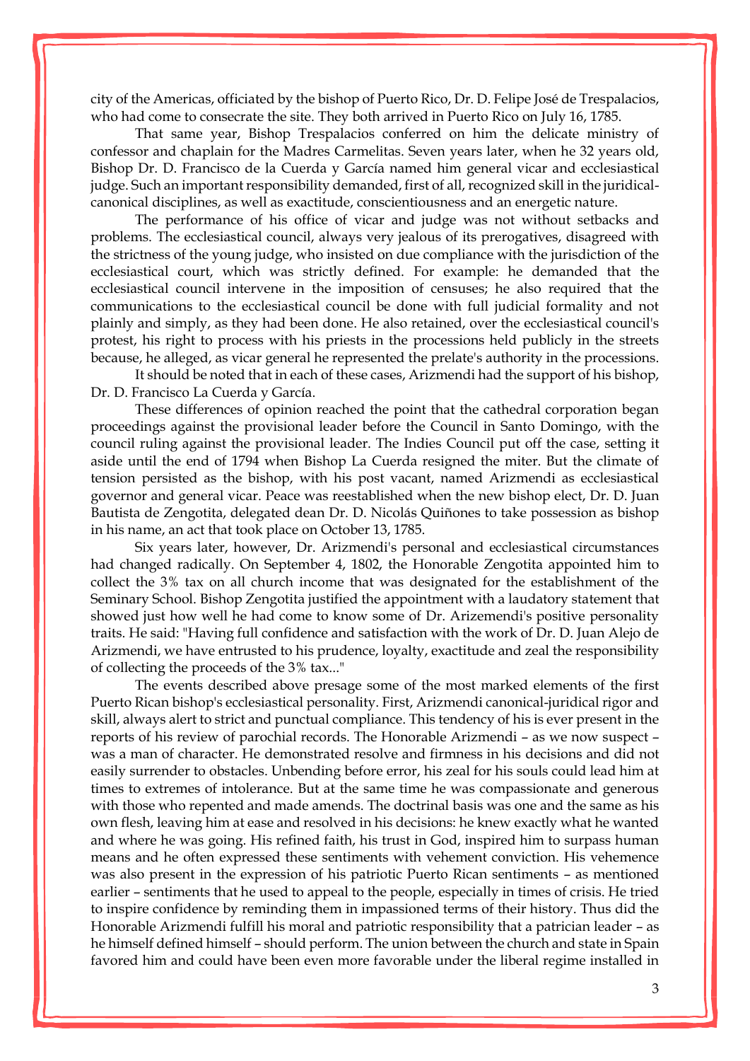city of the Americas, officiated by the bishop of Puerto Rico, Dr. D. Felipe José de Trespalacios, who had come to consecrate the site. They both arrived in Puerto Rico on July 16, 1785.

That same year, Bishop Trespalacios conferred on him the delicate ministry of confessor and chaplain for the Madres Carmelitas. Seven years later, when he 32 years old, Bishop Dr. D. Francisco de la Cuerda y García named him general vicar and ecclesiastical judge. Such an important responsibility demanded, first of all, recognized skill in the juridical-canonical disciplines, as well as exactitude, conscientiousness and an energetic nature.

The performance of his office of vicar and judge was not without setbacks and problems. The ecclesiastical council, always very jealous of its prerogatives, disagreed with the strictness of the young judge, who insisted on due compliance with the jurisdiction of the ecclesiastical court, which was strictly defined. For example: he demanded that the ecclesiastical council intervene in the imposition of censuses; he also required that the communications to the ecclesiastical council be done with full judicial formality and not plainly and simply, as they had been done. He also retained, over the ecclesiastical council's protest, his right to process with his priests in the processions held publicly in the streets because, he alleged, as vicar general he represented the prelate's authority in the processions.

It should be noted that in each of these cases, Arizmendi had the support of his bishop, Dr. D. Francisco La Cuerda y García.

These differences of opinion reached the point that the cathedral corporation began proceedings against the provisional leader before the Council in Santo Domingo, with the council ruling against the provisional leader. The Indies Council put off the case, setting it aside until the end of 1794 when Bishop La Cuerda resigned the miter. But the climate of tension persisted as the bishop, with his post vacant, named Arizmendi as ecclesiastical governor and general vicar. Peace was reestablished when the new bishop elect, Dr. D. Juan Bautista de Zengotita, delegated dean Dr. D. Nicolás Quiñones to take possession as bishop in his name, an act that took place on October 13, 1785.

Six years later, however, Dr. Arizmendi's personal and ecclesiastical circumstances had changed radically. On September 4, 1802, the Honorable Zengotita appointed him to collect the 3% tax on all church income that was designated for the establishment of the Seminary School. Bishop Zengotita justified the appointment with a laudatory statement that showed just how well he had come to know some of Dr. Arizemendi's positive personality traits. He said: "Having full confidence and satisfaction with the work of Dr. D. Juan Alejo de Arizmendi, we have entrusted to his prudence, loyalty, exactitude and zeal the responsibility of collecting the proceeds of the 3% tax..."

The events described above presage some of the most marked elements of the first Puerto Rican bishop's ecclesiastical personality. First, Arizmendi canonical-juridical rigor and skill, always alert to strict and punctual compliance. This tendency of his is ever present in the reports of his review of parochial records. The Honorable Arizmendi – as we now suspect – was a man of character. He demonstrated resolve and firmness in his decisions and did not easily surrender to obstacles. Unbending before error, his zeal for his souls could lead him at times to extremes of intolerance. But at the same time he was compassionate and generous with those who repented and made amends. The doctrinal basis was one and the same as his own flesh, leaving him at ease and resolved in his decisions: he knew exactly what he wanted and where he was going. His refined faith, his trust in God, inspired him to surpass human means and he often expressed these sentiments with vehement conviction. His vehemence was also present in the expression of his patriotic Puerto Rican sentiments – as mentioned earlier – sentiments that he used to appeal to the people, especially in times of crisis. He tried to inspire confidence by reminding them in impassioned terms of their history. Thus did the Honorable Arizmendi fulfill his moral and patriotic responsibility that a patrician leader – as he himself defined himself – should perform. The union between the church and state in Spain favored him and could have been even more favorable under the liberal regime installed in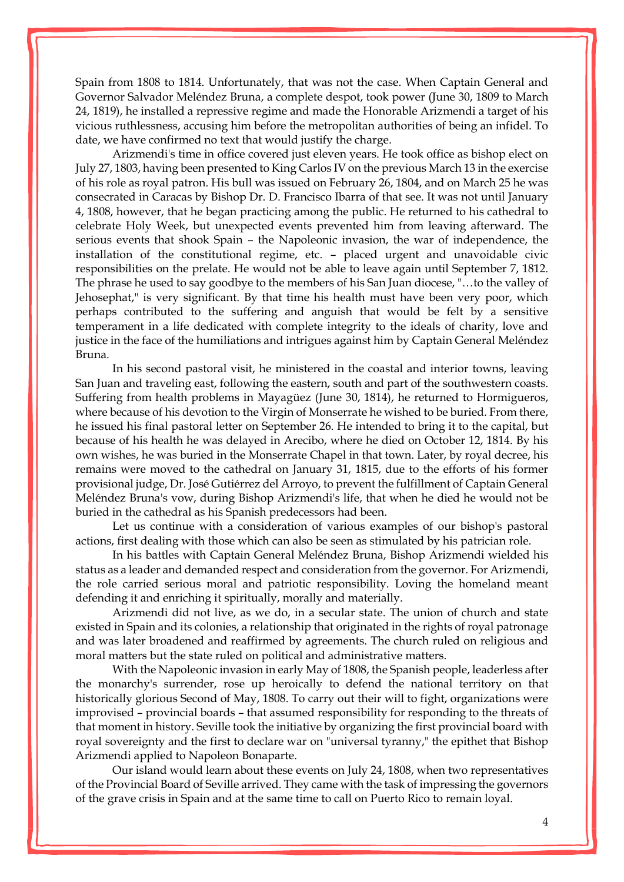Spain from 1808 to 1814. Unfortunately, that was not the case. When Captain General and Governor Salvador Meléndez Bruna, a complete despot, took power (June 30, 1809 to March 24, 1819), he installed a repressive regime and made the Honorable Arizmendi a target of his vicious ruthlessness, accusing him before the metropolitan authorities of being an infidel. To date, we have confirmed no text that would justify the charge.

Arizmendi's time in office covered just eleven years. He took office as bishop elect on July 27, 1803, having been presented to King Carlos IV on the previous March 13 in the exercise of his role as royal patron. His bull was issued on February 26, 1804, and on March 25 he was consecrated in Caracas by Bishop Dr. D. Francisco Ibarra of that see. It was not until January 4, 1808, however, that he began practicing among the public. He returned to his cathedral to celebrate Holy Week, but unexpected events prevented him from leaving afterward. The serious events that shook Spain – the Napoleonic invasion, the war of independence, the installation of the constitutional regime, etc. – placed urgent and unavoidable civic responsibilities on the prelate. He would not be able to leave again until September 7, 1812. The phrase he used to say goodbye to the members of his San Juan diocese, "…to the valley of Jehosephat," is very significant. By that time his health must have been very poor, which perhaps contributed to the suffering and anguish that would be felt by a sensitive temperament in a life dedicated with complete integrity to the ideals of charity, love and justice in the face of the humiliations and intrigues against him by Captain General Meléndez Bruna.

In his second pastoral visit, he ministered in the coastal and interior towns, leaving San Juan and traveling east, following the eastern, south and part of the southwestern coasts. Suffering from health problems in Mayagüez (June 30, 1814), he returned to Hormigueros, where because of his devotion to the Virgin of Monserrate he wished to be buried. From there, he issued his final pastoral letter on September 26. He intended to bring it to the capital, but because of his health he was delayed in Arecibo, where he died on October 12, 1814. By his own wishes, he was buried in the Monserrate Chapel in that town. Later, by royal decree, his remains were moved to the cathedral on January 31, 1815, due to the efforts of his former provisional judge, Dr. José Gutiérrez del Arroyo, to prevent the fulfillment of Captain General Meléndez Bruna's vow, during Bishop Arizmendi's life, that when he died he would not be buried in the cathedral as his Spanish predecessors had been.

Let us continue with a consideration of various examples of our bishop's pastoral actions, first dealing with those which can also be seen as stimulated by his patrician role.

In his battles with Captain General Meléndez Bruna, Bishop Arizmendi wielded his status as a leader and demanded respect and consideration from the governor. For Arizmendi, the role carried serious moral and patriotic responsibility. Loving the homeland meant defending it and enriching it spiritually, morally and materially.

Arizmendi did not live, as we do, in a secular state. The union of church and state existed in Spain and its colonies, a relationship that originated in the rights of royal patronage and was later broadened and reaffirmed by agreements. The church ruled on religious and moral matters but the state ruled on political and administrative matters.

With the Napoleonic invasion in early May of 1808, the Spanish people, leaderless after the monarchy's surrender, rose up heroically to defend the national territory on that historically glorious Second of May, 1808. To carry out their will to fight, organizations were improvised – provincial boards – that assumed responsibility for responding to the threats of that moment in history. Seville took the initiative by organizing the first provincial board with royal sovereignty and the first to declare war on "universal tyranny," the epithet that Bishop Arizmendi applied to Napoleon Bonaparte.

Our island would learn about these events on July 24, 1808, when two representatives of the Provincial Board of Seville arrived. They came with the task of impressing the governors of the grave crisis in Spain and at the same time to call on Puerto Rico to remain loyal.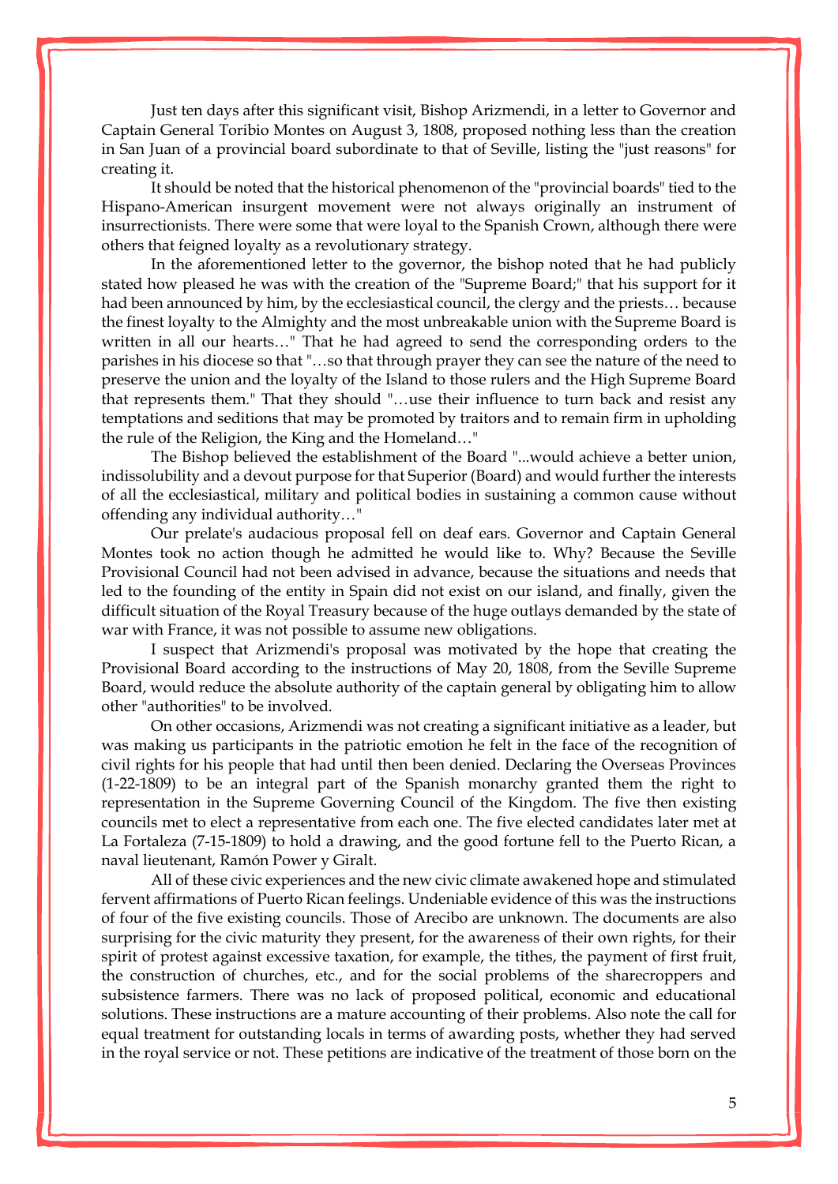Just ten days after this significant visit, Bishop Arizmendi, in a letter to Governor and Captain General Toribio Montes on August 3, 1808, proposed nothing less than the creation in San Juan of a provincial board subordinate to that of Seville, listing the "just reasons" for creating it.

It should be noted that the historical phenomenon of the "provincial boards" tied to the Hispano-American insurgent movement were not always originally an instrument of insurrectionists. There were some that were loyal to the Spanish Crown, although there were others that feigned loyalty as a revolutionary strategy.

In the aforementioned letter to the governor, the bishop noted that he had publicly stated how pleased he was with the creation of the "Supreme Board;" that his support for it had been announced by him, by the ecclesiastical council, the clergy and the priests… because the finest loyalty to the Almighty and the most unbreakable union with the Supreme Board is written in all our hearts…" That he had agreed to send the corresponding orders to the parishes in his diocese so that "…so that through prayer they can see the nature of the need to preserve the union and the loyalty of the Island to those rulers and the High Supreme Board that represents them." That they should "…use their influence to turn back and resist any temptations and seditions that may be promoted by traitors and to remain firm in upholding the rule of the Religion, the King and the Homeland…"

The Bishop believed the establishment of the Board "...would achieve a better union, indissolubility and a devout purpose for that Superior (Board) and would further the interests of all the ecclesiastical, military and political bodies in sustaining a common cause without offending any individual authority…"

Our prelate's audacious proposal fell on deaf ears. Governor and Captain General Montes took no action though he admitted he would like to. Why? Because the Seville Provisional Council had not been advised in advance, because the situations and needs that led to the founding of the entity in Spain did not exist on our island, and finally, given the difficult situation of the Royal Treasury because of the huge outlays demanded by the state of war with France, it was not possible to assume new obligations.

I suspect that Arizmendi's proposal was motivated by the hope that creating the Provisional Board according to the instructions of May 20, 1808, from the Seville Supreme Board, would reduce the absolute authority of the captain general by obligating him to allow other "authorities" to be involved.

On other occasions, Arizmendi was not creating a significant initiative as a leader, but was making us participants in the patriotic emotion he felt in the face of the recognition of civil rights for his people that had until then been denied. Declaring the Overseas Provinces (1-22-1809) to be an integral part of the Spanish monarchy granted them the right to representation in the Supreme Governing Council of the Kingdom. The five then existing councils met to elect a representative from each one. The five elected candidates later met at La Fortaleza (7-15-1809) to hold a drawing, and the good fortune fell to the Puerto Rican, a naval lieutenant, Ramón Power y Giralt.

All of these civic experiences and the new civic climate awakened hope and stimulated fervent affirmations of Puerto Rican feelings. Undeniable evidence of this was the instructions of four of the five existing councils. Those of Arecibo are unknown. The documents are also surprising for the civic maturity they present, for the awareness of their own rights, for their spirit of protest against excessive taxation, for example, the tithes, the payment of first fruit, the construction of churches, etc., and for the social problems of the sharecroppers and subsistence farmers. There was no lack of proposed political, economic and educational solutions. These instructions are a mature accounting of their problems. Also note the call for equal treatment for outstanding locals in terms of awarding posts, whether they had served in the royal service or not. These petitions are indicative of the treatment of those born on the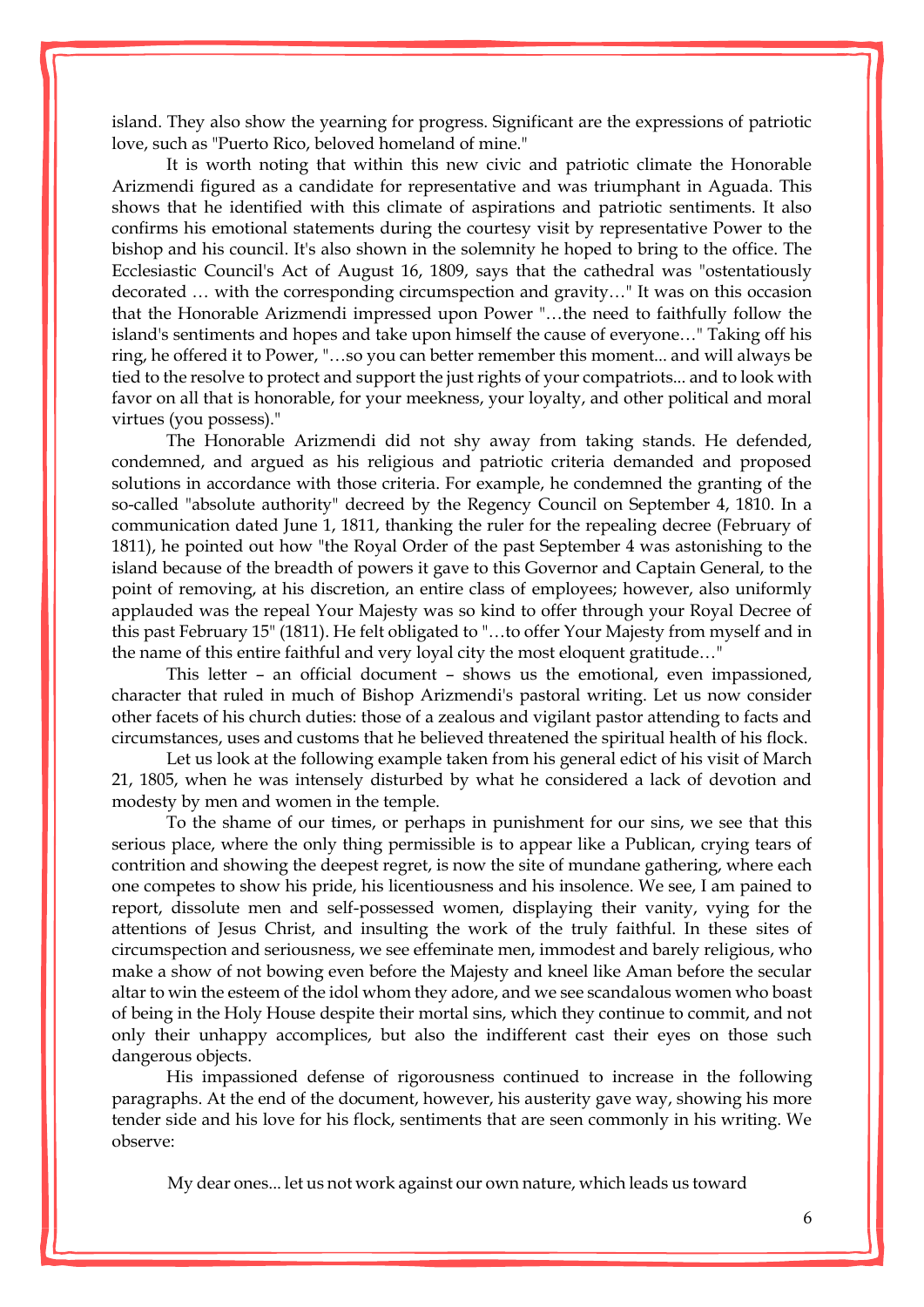island. They also show the yearning for progress. Significant are the expressions of patriotic love, such as "Puerto Rico, beloved homeland of mine."

It is worth noting that within this new civic and patriotic climate the Honorable Arizmendi figured as a candidate for representative and was triumphant in Aguada. This shows that he identified with this climate of aspirations and patriotic sentiments. It also confirms his emotional statements during the courtesy visit by representative Power to the bishop and his council. It's also shown in the solemnity he hoped to bring to the office. The Ecclesiastic Council's Act of August 16, 1809, says that the cathedral was "ostentatiously decorated … with the corresponding circumspection and gravity…" It was on this occasion that the Honorable Arizmendi impressed upon Power "…the need to faithfully follow the island's sentiments and hopes and take upon himself the cause of everyone…" Taking off his ring, he offered it to Power, "…so you can better remember this moment... and will always be tied to the resolve to protect and support the just rights of your compatriots... and to look with favor on all that is honorable, for your meekness, your loyalty, and other political and moral virtues (you possess)."

The Honorable Arizmendi did not shy away from taking stands. He defended, condemned, and argued as his religious and patriotic criteria demanded and proposed solutions in accordance with those criteria. For example, he condemned the granting of the so-called "absolute authority" decreed by the Regency Council on September 4, 1810. In a communication dated June 1, 1811, thanking the ruler for the repealing decree (February of 1811), he pointed out how "the Royal Order of the past September 4 was astonishing to the island because of the breadth of powers it gave to this Governor and Captain General, to the point of removing, at his discretion, an entire class of employees; however, also uniformly applauded was the repeal Your Majesty was so kind to offer through your Royal Decree of this past February 15" (1811). He felt obligated to "…to offer Your Majesty from myself and in the name of this entire faithful and very loyal city the most eloquent gratitude…"

This letter – an official document – shows us the emotional, even impassioned, character that ruled in much of Bishop Arizmendi's pastoral writing. Let us now consider other facets of his church duties: those of a zealous and vigilant pastor attending to facts and circumstances, uses and customs that he believed threatened the spiritual health of his flock.

Let us look at the following example taken from his general edict of his visit of March 21, 1805, when he was intensely disturbed by what he considered a lack of devotion and modesty by men and women in the temple.

To the shame of our times, or perhaps in punishment for our sins, we see that this serious place, where the only thing permissible is to appear like a Publican, crying tears of contrition and showing the deepest regret, is now the site of mundane gathering, where each one competes to show his pride, his licentiousness and his insolence. We see, I am pained to report, dissolute men and self-possessed women, displaying their vanity, vying for the attentions of Jesus Christ, and insulting the work of the truly faithful. In these sites of circumspection and seriousness, we see effeminate men, immodest and barely religious, who make a show of not bowing even before the Majesty and kneel like Aman before the secular altar to win the esteem of the idol whom they adore, and we see scandalous women who boast of being in the Holy House despite their mortal sins, which they continue to commit, and not only their unhappy accomplices, but also the indifferent cast their eyes on those such dangerous objects.

His impassioned defense of rigorousness continued to increase in the following paragraphs. At the end of the document, however, his austerity gave way, showing his more tender side and his love for his flock, sentiments that are seen commonly in his writing. We observe:

> My dear ones... let us not work against our own nature, which leads us toward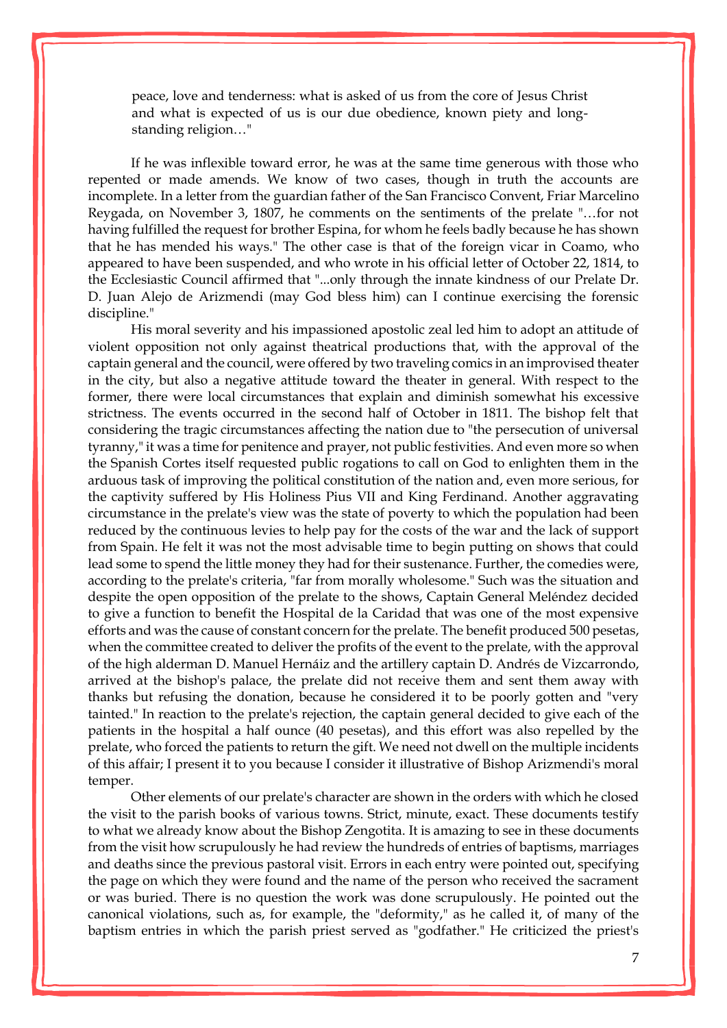> peace, love and tenderness: what is asked of us from the core of Jesus Christ and what is expected of us is our due obedience, known piety and long-standing religion…"

If he was inflexible toward error, he was at the same time generous with those who repented or made amends. We know of two cases, though in truth the accounts are incomplete. In a letter from the guardian father of the San Francisco Convent, Friar Marcelino Reygada, on November 3, 1807, he comments on the sentiments of the prelate "…for not having fulfilled the request for brother Espina, for whom he feels badly because he has shown that he has mended his ways." The other case is that of the foreign vicar in Coamo, who appeared to have been suspended, and who wrote in his official letter of October 22, 1814, to the Ecclesiastic Council affirmed that "...only through the innate kindness of our Prelate Dr. D. Juan Alejo de Arizmendi (may God bless him) can I continue exercising the forensic discipline."

His moral severity and his impassioned apostolic zeal led him to adopt an attitude of violent opposition not only against theatrical productions that, with the approval of the captain general and the council, were offered by two traveling comics in an improvised theater in the city, but also a negative attitude toward the theater in general. With respect to the former, there were local circumstances that explain and diminish somewhat his excessive strictness. The events occurred in the second half of October in 1811. The bishop felt that considering the tragic circumstances affecting the nation due to "the persecution of universal tyranny," it was a time for penitence and prayer, not public festivities. And even more so when the Spanish Cortes itself requested public rogations to call on God to enlighten them in the arduous task of improving the political constitution of the nation and, even more serious, for the captivity suffered by His Holiness Pius VII and King Ferdinand. Another aggravating circumstance in the prelate's view was the state of poverty to which the population had been reduced by the continuous levies to help pay for the costs of the war and the lack of support from Spain. He felt it was not the most advisable time to begin putting on shows that could lead some to spend the little money they had for their sustenance. Further, the comedies were, according to the prelate's criteria, "far from morally wholesome." Such was the situation and despite the open opposition of the prelate to the shows, Captain General Meléndez decided to give a function to benefit the Hospital de la Caridad that was one of the most expensive efforts and was the cause of constant concern for the prelate. The benefit produced 500 pesetas, when the committee created to deliver the profits of the event to the prelate, with the approval of the high alderman D. Manuel Hernáiz and the artillery captain D. Andrés de Vizcarrondo, arrived at the bishop's palace, the prelate did not receive them and sent them away with thanks but refusing the donation, because he considered it to be poorly gotten and "very tainted." In reaction to the prelate's rejection, the captain general decided to give each of the patients in the hospital a half ounce (40 pesetas), and this effort was also repelled by the prelate, who forced the patients to return the gift. We need not dwell on the multiple incidents of this affair; I present it to you because I consider it illustrative of Bishop Arizmendi's moral temper.

Other elements of our prelate's character are shown in the orders with which he closed the visit to the parish books of various towns. Strict, minute, exact. These documents testify to what we already know about the Bishop Zengotita. It is amazing to see in these documents from the visit how scrupulously he had review the hundreds of entries of baptisms, marriages and deaths since the previous pastoral visit. Errors in each entry were pointed out, specifying the page on which they were found and the name of the person who received the sacrament or was buried. There is no question the work was done scrupulously. He pointed out the canonical violations, such as, for example, the "deformity," as he called it, of many of the baptism entries in which the parish priest served as "godfather." He criticized the priest's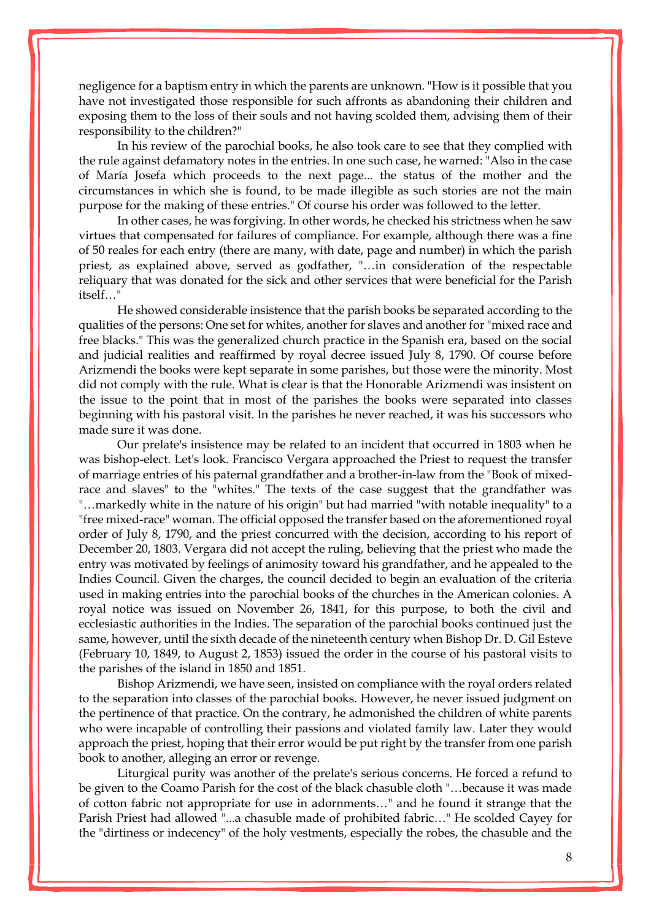negligence for a baptism entry in which the parents are unknown. "How is it possible that you have not investigated those responsible for such affronts as abandoning their children and exposing them to the loss of their souls and not having scolded them, advising them of their responsibility to the children?"

In his review of the parochial books, he also took care to see that they complied with the rule against defamatory notes in the entries. In one such case, he warned: "Also in the case of María Josefa which proceeds to the next page... the status of the mother and the circumstances in which she is found, to be made illegible as such stories are not the main purpose for the making of these entries." Of course his order was followed to the letter.

In other cases, he was forgiving. In other words, he checked his strictness when he saw virtues that compensated for failures of compliance. For example, although there was a fine of 50 reales for each entry (there are many, with date, page and number) in which the parish priest, as explained above, served as godfather, "…in consideration of the respectable reliquary that was donated for the sick and other services that were beneficial for the Parish itself…"

He showed considerable insistence that the parish books be separated according to the qualities of the persons: One set for whites, another for slaves and another for "mixed race and free blacks." This was the generalized church practice in the Spanish era, based on the social and judicial realities and reaffirmed by royal decree issued July 8, 1790. Of course before Arizmendi the books were kept separate in some parishes, but those were the minority. Most did not comply with the rule. What is clear is that the Honorable Arizmendi was insistent on the issue to the point that in most of the parishes the books were separated into classes beginning with his pastoral visit. In the parishes he never reached, it was his successors who made sure it was done.

Our prelate's insistence may be related to an incident that occurred in 1803 when he was bishop-elect. Let's look. Francisco Vergara approached the Priest to request the transfer of marriage entries of his paternal grandfather and a brother-in-law from the "Book of mixed-race and slaves" to the "whites." The texts of the case suggest that the grandfather was "…markedly white in the nature of his origin" but had married "with notable inequality" to a "free mixed-race" woman. The official opposed the transfer based on the aforementioned royal order of July 8, 1790, and the priest concurred with the decision, according to his report of December 20, 1803. Vergara did not accept the ruling, believing that the priest who made the entry was motivated by feelings of animosity toward his grandfather, and he appealed to the Indies Council. Given the charges, the council decided to begin an evaluation of the criteria used in making entries into the parochial books of the churches in the American colonies. A royal notice was issued on November 26, 1841, for this purpose, to both the civil and ecclesiastic authorities in the Indies. The separation of the parochial books continued just the same, however, until the sixth decade of the nineteenth century when Bishop Dr. D. Gil Esteve (February 10, 1849, to August 2, 1853) issued the order in the course of his pastoral visits to the parishes of the island in 1850 and 1851.

Bishop Arizmendi, we have seen, insisted on compliance with the royal orders related to the separation into classes of the parochial books. However, he never issued judgment on the pertinence of that practice. On the contrary, he admonished the children of white parents who were incapable of controlling their passions and violated family law. Later they would approach the priest, hoping that their error would be put right by the transfer from one parish book to another, alleging an error or revenge.

Liturgical purity was another of the prelate's serious concerns. He forced a refund to be given to the Coamo Parish for the cost of the black chasuble cloth "…because it was made of cotton fabric not appropriate for use in adornments…" and he found it strange that the Parish Priest had allowed "...a chasuble made of prohibited fabric…" He scolded Cayey for the "dirtiness or indecency" of the holy vestments, especially the robes, the chasuble and the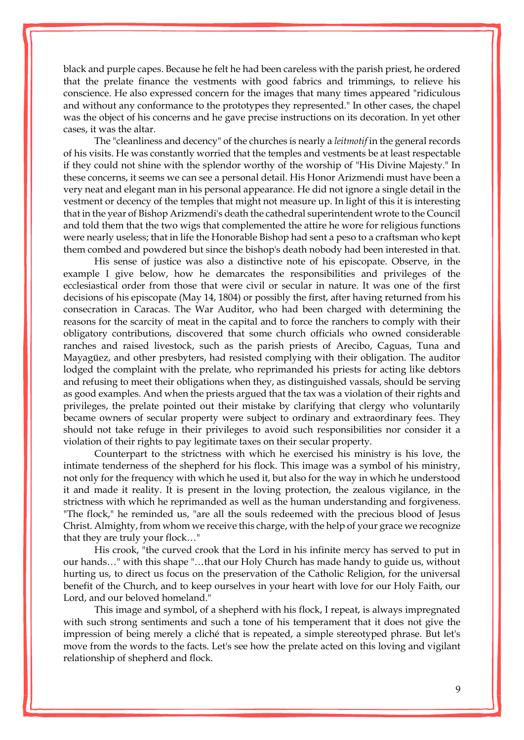black and purple capes. Because he felt he had been careless with the parish priest, he ordered that the prelate finance the vestments with good fabrics and trimmings, to relieve his conscience. He also expressed concern for the images that many times appeared "ridiculous and without any conformance to the prototypes they represented." In other cases, the chapel was the object of his concerns and he gave precise instructions on its decoration. In yet other cases, it was the altar.

The "cleanliness and decency" of the churches is nearly a *leitmotif* in the general records of his visits. He was constantly worried that the temples and vestments be at least respectable if they could not shine with the splendor worthy of the worship of "His Divine Majesty." In these concerns, it seems we can see a personal detail. His Honor Arizmendi must have been a very neat and elegant man in his personal appearance. He did not ignore a single detail in the vestment or decency of the temples that might not measure up. In light of this it is interesting that in the year of Bishop Arizmendi's death the cathedral superintendent wrote to the Council and told them that the two wigs that complemented the attire he wore for religious functions were nearly useless; that in life the Honorable Bishop had sent a peso to a craftsman who kept them combed and powdered but since the bishop's death nobody had been interested in that.

His sense of justice was also a distinctive note of his episcopate. Observe, in the example I give below, how he demarcates the responsibilities and privileges of the ecclesiastical order from those that were civil or secular in nature. It was one of the first decisions of his episcopate (May 14, 1804) or possibly the first, after having returned from his consecration in Caracas. The War Auditor, who had been charged with determining the reasons for the scarcity of meat in the capital and to force the ranchers to comply with their obligatory contributions, discovered that some church officials who owned considerable ranches and raised livestock, such as the parish priests of Arecibo, Caguas, Tuna and Mayagüez, and other presbyters, had resisted complying with their obligation. The auditor lodged the complaint with the prelate, who reprimanded his priests for acting like debtors and refusing to meet their obligations when they, as distinguished vassals, should be serving as good examples. And when the priests argued that the tax was a violation of their rights and privileges, the prelate pointed out their mistake by clarifying that clergy who voluntarily became owners of secular property were subject to ordinary and extraordinary fees. They should not take refuge in their privileges to avoid such responsibilities nor consider it a violation of their rights to pay legitimate taxes on their secular property.

Counterpart to the strictness with which he exercised his ministry is his love, the intimate tenderness of the shepherd for his flock. This image was a symbol of his ministry, not only for the frequency with which he used it, but also for the way in which he understood it and made it reality. It is present in the loving protection, the zealous vigilance, in the strictness with which he reprimanded as well as the human understanding and forgiveness. "The flock," he reminded us, "are all the souls redeemed with the precious blood of Jesus Christ. Almighty, from whom we receive this charge, with the help of your grace we recognize that they are truly your flock…"

His crook, "the curved crook that the Lord in his infinite mercy has served to put in our hands…" with this shape "…that our Holy Church has made handy to guide us, without hurting us, to direct us focus on the preservation of the Catholic Religion, for the universal benefit of the Church, and to keep ourselves in your heart with love for our Holy Faith, our Lord, and our beloved homeland."

This image and symbol, of a shepherd with his flock, I repeat, is always impregnated with such strong sentiments and such a tone of his temperament that it does not give the impression of being merely a cliché that is repeated, a simple stereotyped phrase. But let's move from the words to the facts. Let's see how the prelate acted on this loving and vigilant relationship of shepherd and flock.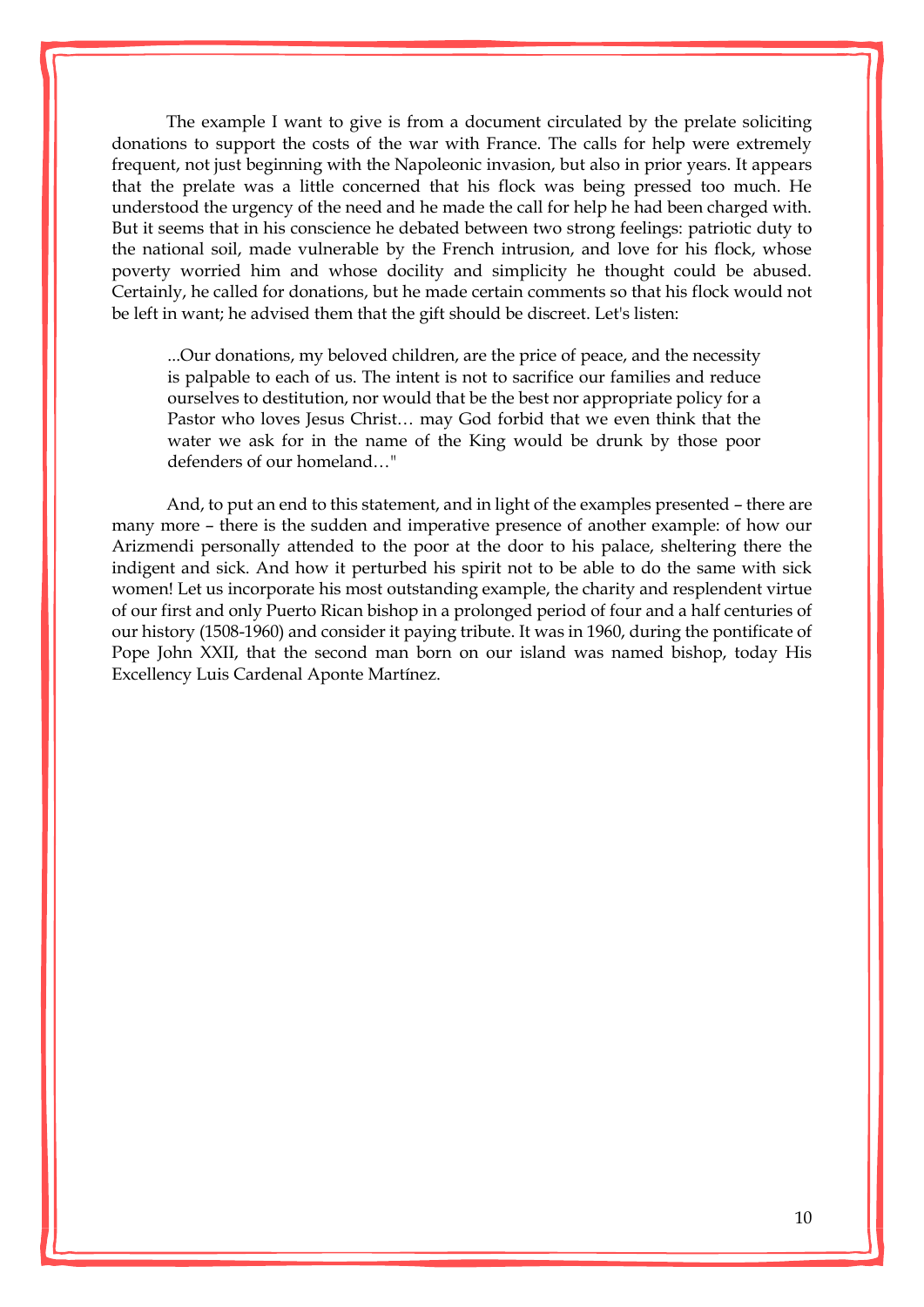The example I want to give is from a document circulated by the prelate soliciting donations to support the costs of the war with France. The calls for help were extremely frequent, not just beginning with the Napoleonic invasion, but also in prior years. It appears that the prelate was a little concerned that his flock was being pressed too much. He understood the urgency of the need and he made the call for help he had been charged with. But it seems that in his conscience he debated between two strong feelings: patriotic duty to the national soil, made vulnerable by the French intrusion, and love for his flock, whose poverty worried him and whose docility and simplicity he thought could be abused. Certainly, he called for donations, but he made certain comments so that his flock would not be left in want; he advised them that the gift should be discreet. Let's listen:

> ...Our donations, my beloved children, are the price of peace, and the necessity is palpable to each of us. The intent is not to sacrifice our families and reduce ourselves to destitution, nor would that be the best nor appropriate policy for a Pastor who loves Jesus Christ… may God forbid that we even think that the water we ask for in the name of the King would be drunk by those poor defenders of our homeland…"

And, to put an end to this statement, and in light of the examples presented – there are many more – there is the sudden and imperative presence of another example: of how our Arizmendi personally attended to the poor at the door to his palace, sheltering there the indigent and sick. And how it perturbed his spirit not to be able to do the same with sick women! Let us incorporate his most outstanding example, the charity and resplendent virtue of our first and only Puerto Rican bishop in a prolonged period of four and a half centuries of our history (1508-1960) and consider it paying tribute. It was in 1960, during the pontificate of Pope John XXII, that the second man born on our island was named bishop, today His Excellency Luis Cardenal Aponte Martínez.